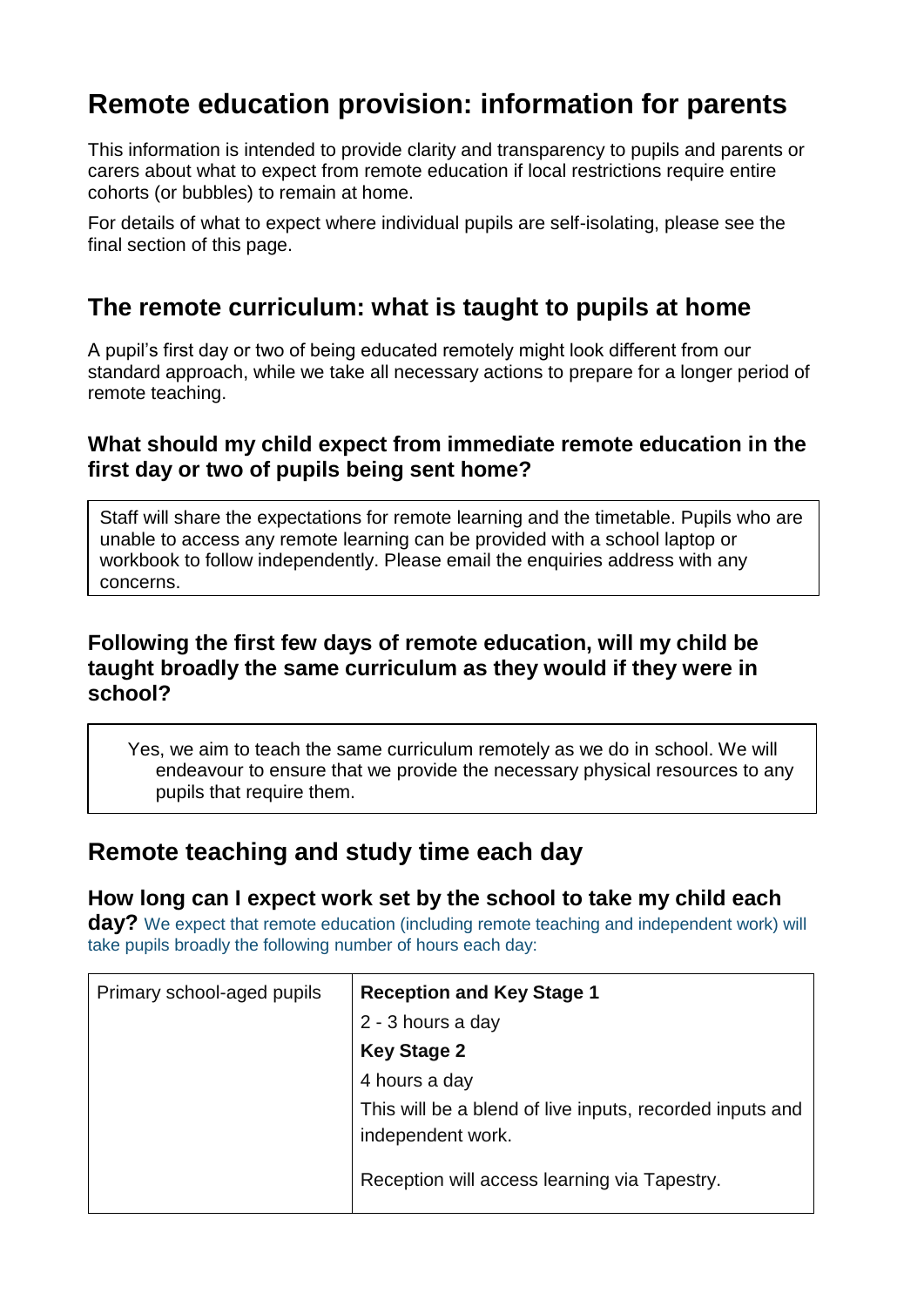# Remote education provision: information for parents

This information is intended to provide clarity and transparency to pupils and parents or carers about what to expect from remote education if local restrictions require entire cohorts (or bubbles) to remain at home.

For details of what to expect where individual pupils are self-isolating, please see the final section of this page.

## The remote curriculum: what is taught to pupils at home

A pupil's first day or two of being educated remotely might look different from our standard approach, while we take all necessary actions to prepare for a longer period of remote teaching.

### What should my child expect from immediate remote education in the first day or two of pupils being sent home?

Staff will share the expectations for remote learning and the timetable. Pupils who are unable to access any remote learning can be provided with a school laptop or workbook to follow independently. Please email the enquiries address with any concerns.

### Following the first few days of remote education, will my child be taught broadly the same curriculum as they would if they were in school?

Yes, we aim to teach the same curriculum remotely as we do in school. We will endeavour to ensure that we provide the necessary physical resources to any pupils that require them.

## Remote teaching and study time each day

### How long can I expect work set by the school to take my child each day?

We expect that remote education (including remote teaching and independent work) will take pupils broadly the following number of hours each day:

| | |
|---|---|
| Primary school-aged pupils | **Reception and Key Stage 1**<br>2 - 3 hours a day<br>**Key Stage 2**<br>4 hours a day<br>This will be a blend of live inputs, recorded inputs and independent work.<br>Reception will access learning via Tapestry. |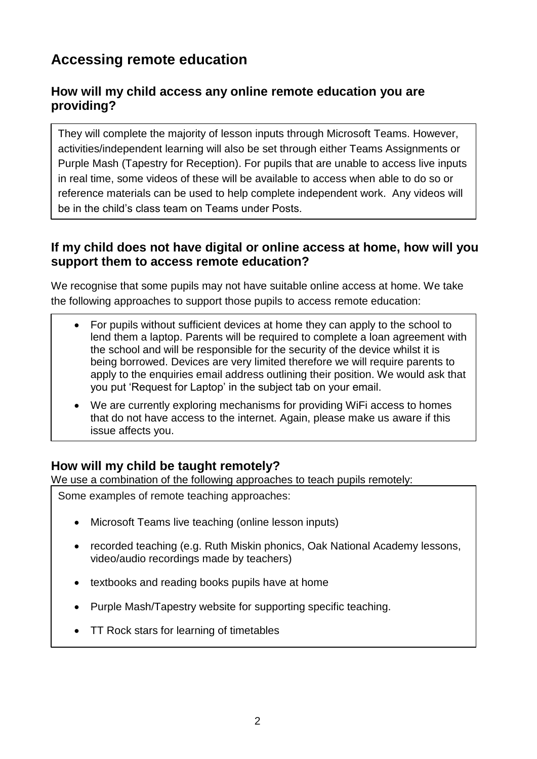# Accessing remote education

## How will my child access any online remote education you are providing?

They will complete the majority of lesson inputs through Microsoft Teams. However, activities/independent learning will also be set through either Teams Assignments or Purple Mash (Tapestry for Reception). For pupils that are unable to access live inputs in real time, some videos of these will be available to access when able to do so or reference materials can be used to help complete independent work. Any videos will be in the child's class team on Teams under Posts.

## If my child does not have digital or online access at home, how will you support them to access remote education?

We recognise that some pupils may not have suitable online access at home. We take the following approaches to support those pupils to access remote education:

- For pupils without sufficient devices at home they can apply to the school to lend them a laptop. Parents will be required to complete a loan agreement with the school and will be responsible for the security of the device whilst it is being borrowed. Devices are very limited therefore we will require parents to apply to the enquiries email address outlining their position. We would ask that you put 'Request for Laptop' in the subject tab on your email.
- We are currently exploring mechanisms for providing WiFi access to homes that do not have access to the internet. Again, please make us aware if this issue affects you.

## How will my child be taught remotely?

We use a combination of the following approaches to teach pupils remotely:

Some examples of remote teaching approaches:

- Microsoft Teams live teaching (online lesson inputs)
- recorded teaching (e.g. Ruth Miskin phonics, Oak National Academy lessons, video/audio recordings made by teachers)
- textbooks and reading books pupils have at home
- Purple Mash/Tapestry website for supporting specific teaching.
- TT Rock stars for learning of timetables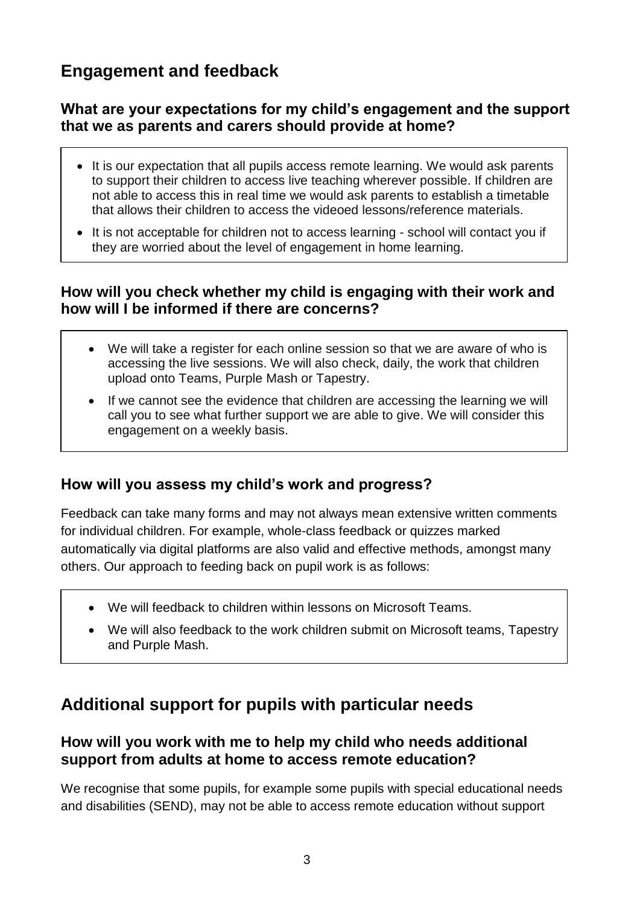## Engagement and feedback

### What are your expectations for my child's engagement and the support that we as parents and carers should provide at home?

- It is our expectation that all pupils access remote learning. We would ask parents to support their children to access live teaching wherever possible. If children are not able to access this in real time we would ask parents to establish a timetable that allows their children to access the videoed lessons/reference materials.
- It is not acceptable for children not to access learning - school will contact you if they are worried about the level of engagement in home learning.

### How will you check whether my child is engaging with their work and how will I be informed if there are concerns?

- We will take a register for each online session so that we are aware of who is accessing the live sessions. We will also check, daily, the work that children upload onto Teams, Purple Mash or Tapestry.
- If we cannot see the evidence that children are accessing the learning we will call you to see what further support we are able to give. We will consider this engagement on a weekly basis.

### How will you assess my child's work and progress?

Feedback can take many forms and may not always mean extensive written comments for individual children. For example, whole-class feedback or quizzes marked automatically via digital platforms are also valid and effective methods, amongst many others. Our approach to feeding back on pupil work is as follows:

- We will feedback to children within lessons on Microsoft Teams.
- We will also feedback to the work children submit on Microsoft teams, Tapestry and Purple Mash.

## Additional support for pupils with particular needs

### How will you work with me to help my child who needs additional support from adults at home to access remote education?

We recognise that some pupils, for example some pupils with special educational needs and disabilities (SEND), may not be able to access remote education without support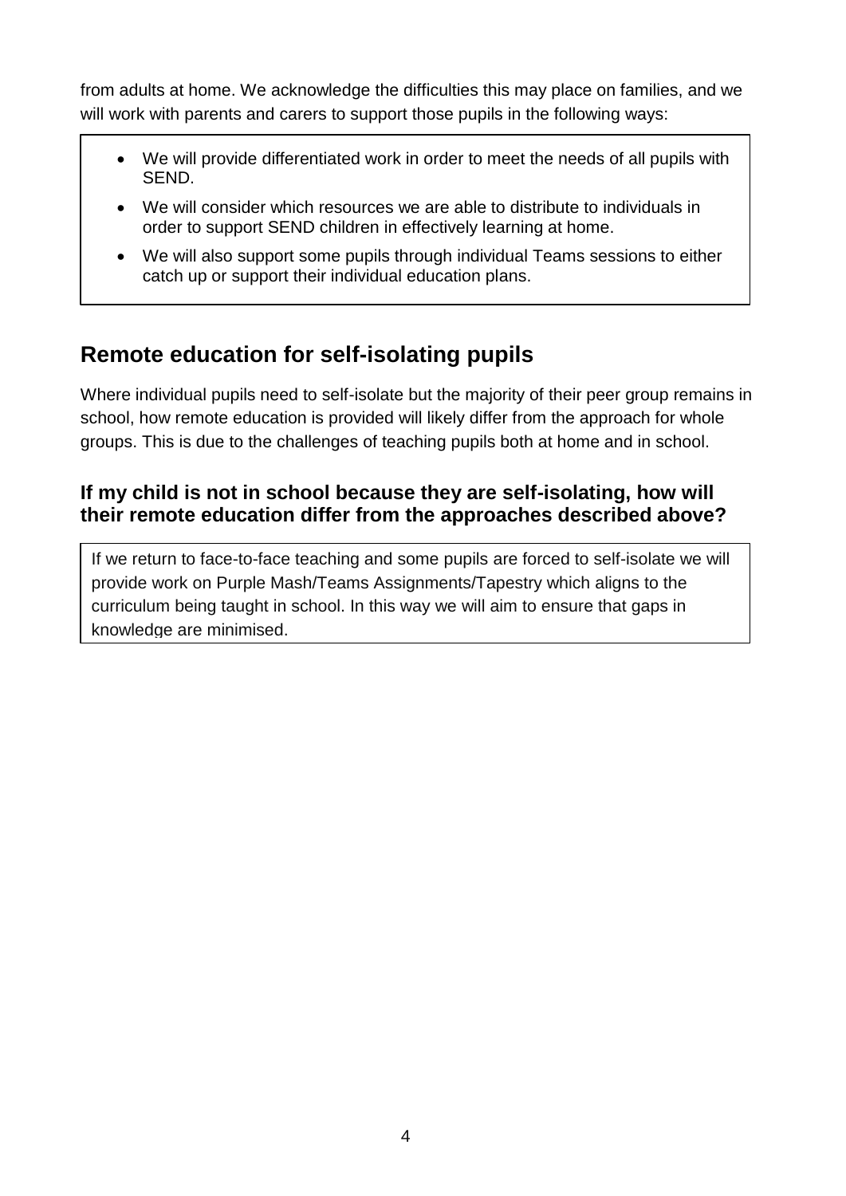from adults at home. We acknowledge the difficulties this may place on families, and we will work with parents and carers to support those pupils in the following ways:

- We will provide differentiated work in order to meet the needs of all pupils with SEND.
- We will consider which resources we are able to distribute to individuals in order to support SEND children in effectively learning at home.
- We will also support some pupils through individual Teams sessions to either catch up or support their individual education plans.

## Remote education for self-isolating pupils

Where individual pupils need to self-isolate but the majority of their peer group remains in school, how remote education is provided will likely differ from the approach for whole groups. This is due to the challenges of teaching pupils both at home and in school.

### If my child is not in school because they are self-isolating, how will their remote education differ from the approaches described above?

If we return to face-to-face teaching and some pupils are forced to self-isolate we will provide work on Purple Mash/Teams Assignments/Tapestry which aligns to the curriculum being taught in school. In this way we will aim to ensure that gaps in knowledge are minimised.